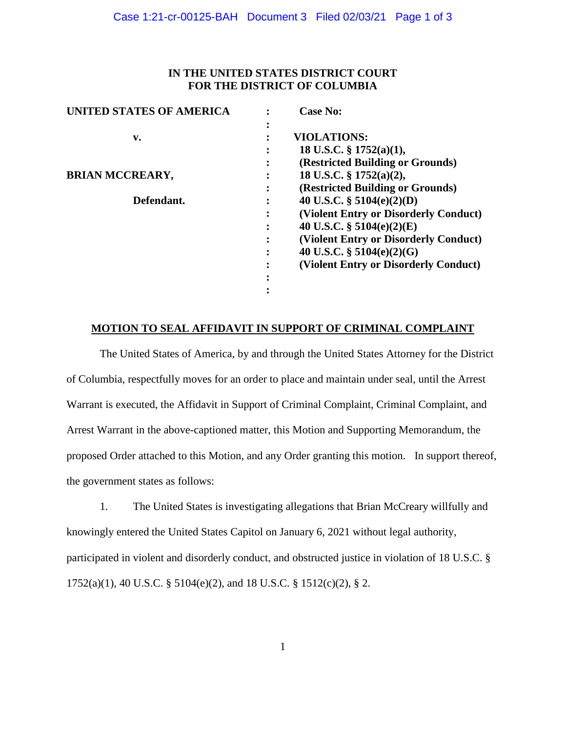**IN THE UNITED STATES DISTRICT COURT**
**FOR THE DISTRICT OF COLUMBIA**

| | | |
|---|---|---|
| **UNITED STATES OF AMERICA** | : | **Case No:** |
| | : | |
| **v.** | : | **VIOLATIONS:** |
| | : | **18 U.S.C. § 1752(a)(1),** |
| | : | **(Restricted Building or Grounds)** |
| **BRIAN MCCREARY,** | : | **18 U.S.C. § 1752(a)(2),** |
| | : | **(Restricted Building or Grounds)** |
| **Defendant.** | : | **40 U.S.C. § 5104(e)(2)(D)** |
| | : | **(Violent Entry or Disorderly Conduct)** |
| | : | **40 U.S.C. § 5104(e)(2)(E)** |
| | : | **(Violent Entry or Disorderly Conduct)** |
| | : | **40 U.S.C. § 5104(e)(2)(G)** |
| | : | **(Violent Entry or Disorderly Conduct)** |
| | : | |
| | : | |

**MOTION TO SEAL AFFIDAVIT IN SUPPORT OF CRIMINAL COMPLAINT**

The United States of America, by and through the United States Attorney for the District of Columbia, respectfully moves for an order to place and maintain under seal, until the Arrest Warrant is executed, the Affidavit in Support of Criminal Complaint, Criminal Complaint, and Arrest Warrant in the above-captioned matter, this Motion and Supporting Memorandum, the proposed Order attached to this Motion, and any Order granting this motion. In support thereof, the government states as follows:

1. The United States is investigating allegations that Brian McCreary willfully and knowingly entered the United States Capitol on January 6, 2021 without legal authority, participated in violent and disorderly conduct, and obstructed justice in violation of 18 U.S.C. § 1752(a)(1), 40 U.S.C. § 5104(e)(2), and 18 U.S.C. § 1512(c)(2), § 2.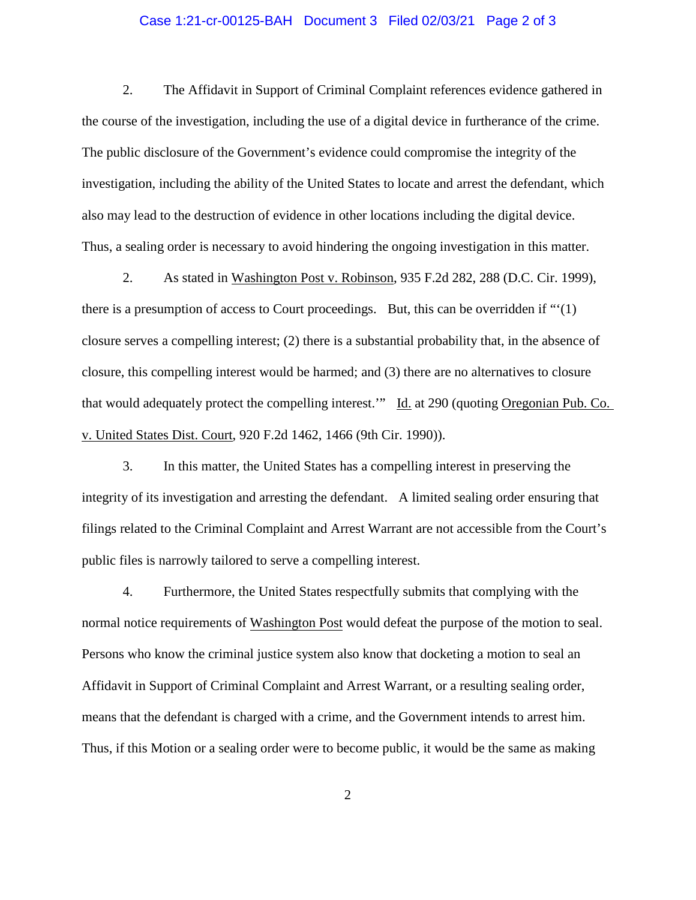2. The Affidavit in Support of Criminal Complaint references evidence gathered in the course of the investigation, including the use of a digital device in furtherance of the crime. The public disclosure of the Government's evidence could compromise the integrity of the investigation, including the ability of the United States to locate and arrest the defendant, which also may lead to the destruction of evidence in other locations including the digital device. Thus, a sealing order is necessary to avoid hindering the ongoing investigation in this matter.

2. As stated in Washington Post v. Robinson, 935 F.2d 282, 288 (D.C. Cir. 1999), there is a presumption of access to Court proceedings. But, this can be overridden if "'(1) closure serves a compelling interest; (2) there is a substantial probability that, in the absence of closure, this compelling interest would be harmed; and (3) there are no alternatives to closure that would adequately protect the compelling interest.'" Id. at 290 (quoting Oregonian Pub. Co. v. United States Dist. Court, 920 F.2d 1462, 1466 (9th Cir. 1990)).

3. In this matter, the United States has a compelling interest in preserving the integrity of its investigation and arresting the defendant. A limited sealing order ensuring that filings related to the Criminal Complaint and Arrest Warrant are not accessible from the Court's public files is narrowly tailored to serve a compelling interest.

4. Furthermore, the United States respectfully submits that complying with the normal notice requirements of Washington Post would defeat the purpose of the motion to seal. Persons who know the criminal justice system also know that docketing a motion to seal an Affidavit in Support of Criminal Complaint and Arrest Warrant, or a resulting sealing order, means that the defendant is charged with a crime, and the Government intends to arrest him. Thus, if this Motion or a sealing order were to become public, it would be the same as making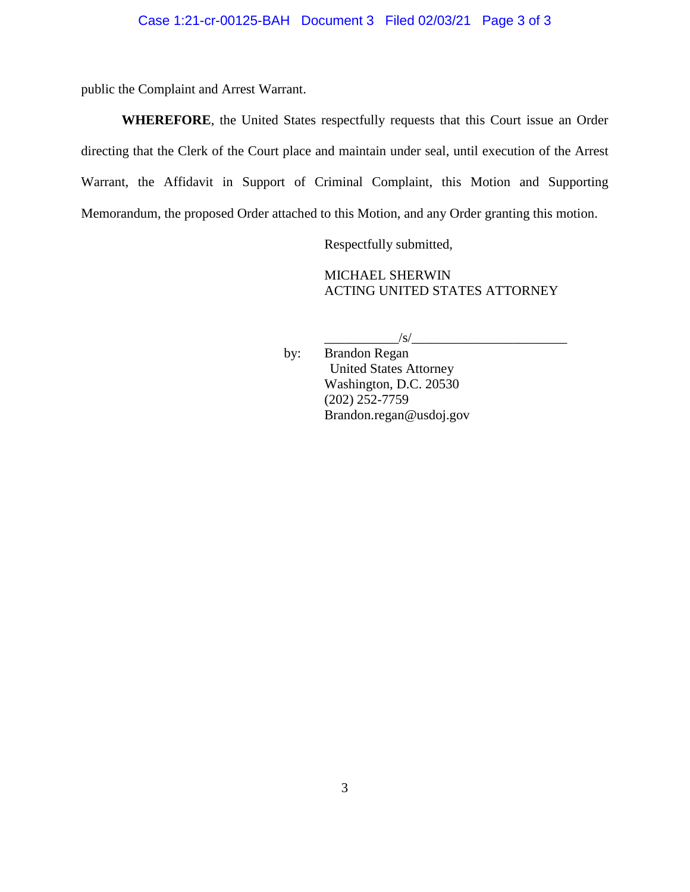public the Complaint and Arrest Warrant.

**WHEREFORE**, the United States respectfully requests that this Court issue an Order directing that the Clerk of the Court place and maintain under seal, until execution of the Arrest Warrant, the Affidavit in Support of Criminal Complaint, this Motion and Supporting Memorandum, the proposed Order attached to this Motion, and any Order granting this motion.

Respectfully submitted,

MICHAEL SHERWIN
ACTING UNITED STATES ATTORNEY

___________/s/________________________

by: Brandon Regan
United States Attorney
Washington, D.C. 20530
(202) 252-7759
Brandon.regan@usdoj.gov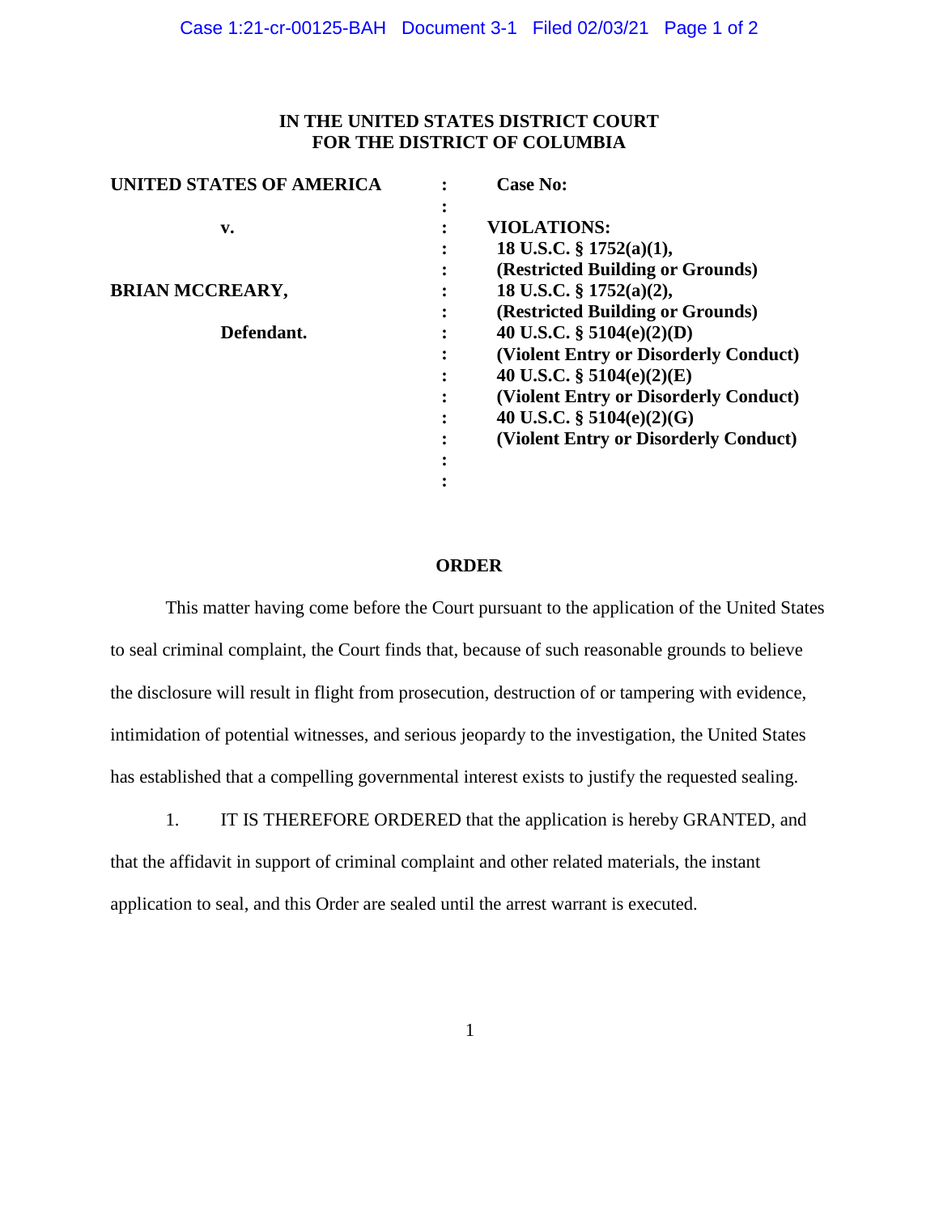**IN THE UNITED STATES DISTRICT COURT**
**FOR THE DISTRICT OF COLUMBIA**

| | | |
|---|---|---|
| **UNITED STATES OF AMERICA** | : | **Case No:** |
| | : | |
| **v.** | : | **VIOLATIONS:** |
| | : | **18 U.S.C. § 1752(a)(1),** |
| | : | **(Restricted Building or Grounds)** |
| **BRIAN MCCREARY,** | : | **18 U.S.C. § 1752(a)(2),** |
| | : | **(Restricted Building or Grounds)** |
| **Defendant.** | : | **40 U.S.C. § 5104(e)(2)(D)** |
| | : | **(Violent Entry or Disorderly Conduct)** |
| | : | **40 U.S.C. § 5104(e)(2)(E)** |
| | : | **(Violent Entry or Disorderly Conduct)** |
| | : | **40 U.S.C. § 5104(e)(2)(G)** |
| | : | **(Violent Entry or Disorderly Conduct)** |
| | : | |
| | : | |

**ORDER**

This matter having come before the Court pursuant to the application of the United States to seal criminal complaint, the Court finds that, because of such reasonable grounds to believe the disclosure will result in flight from prosecution, destruction of or tampering with evidence, intimidation of potential witnesses, and serious jeopardy to the investigation, the United States has established that a compelling governmental interest exists to justify the requested sealing.

1. IT IS THEREFORE ORDERED that the application is hereby GRANTED, and that the affidavit in support of criminal complaint and other related materials, the instant application to seal, and this Order are sealed until the arrest warrant is executed.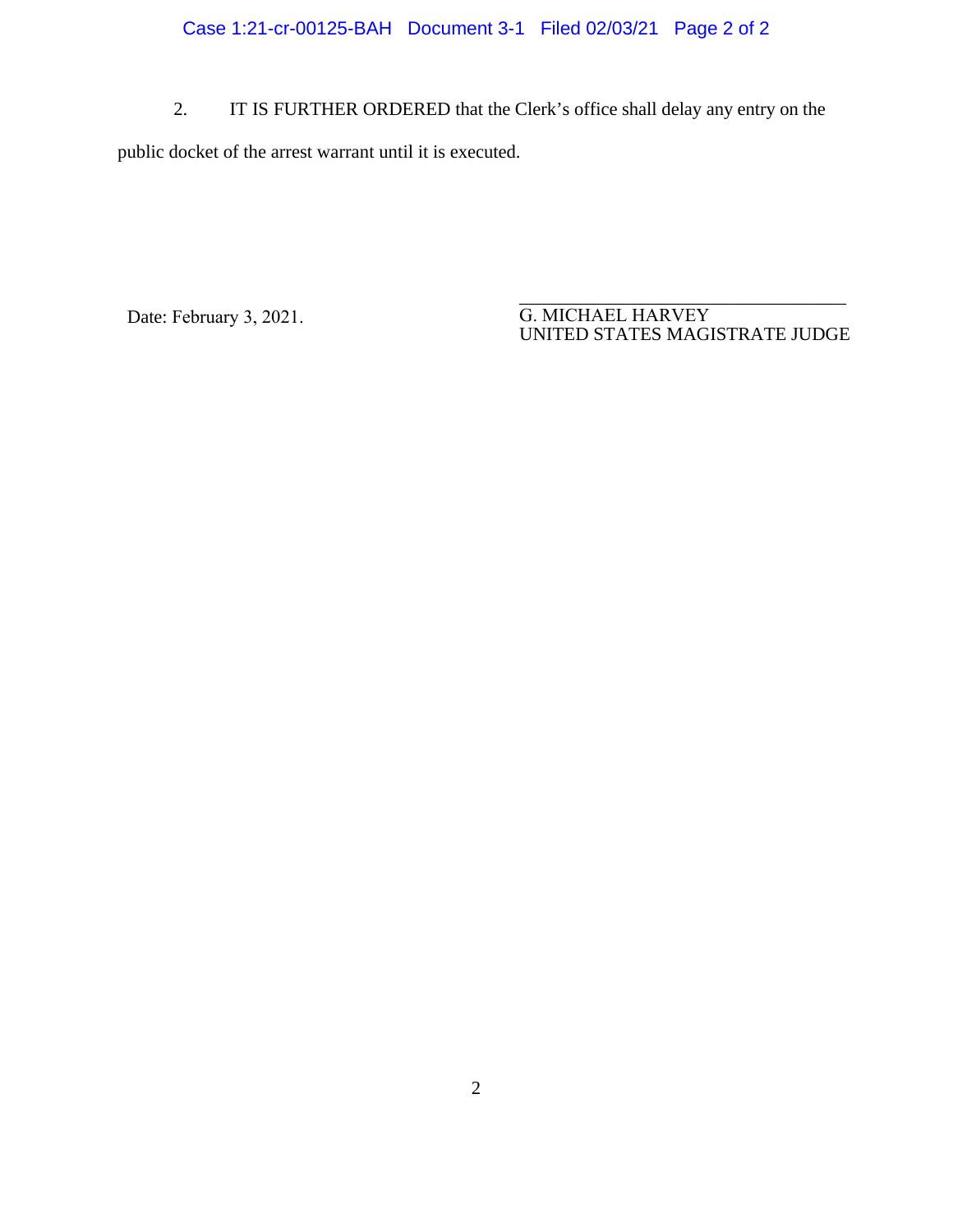2. IT IS FURTHER ORDERED that the Clerk's office shall delay any entry on the public docket of the arrest warrant until it is executed.

Date: February 3, 2021.

\_\_\_\_\_\_\_\_\_\_\_\_\_\_\_\_\_\_\_\_\_\_\_\_\_\_\_\_\_\_\_\_\_\_\_\_
G. MICHAEL HARVEY
UNITED STATES MAGISTRATE JUDGE